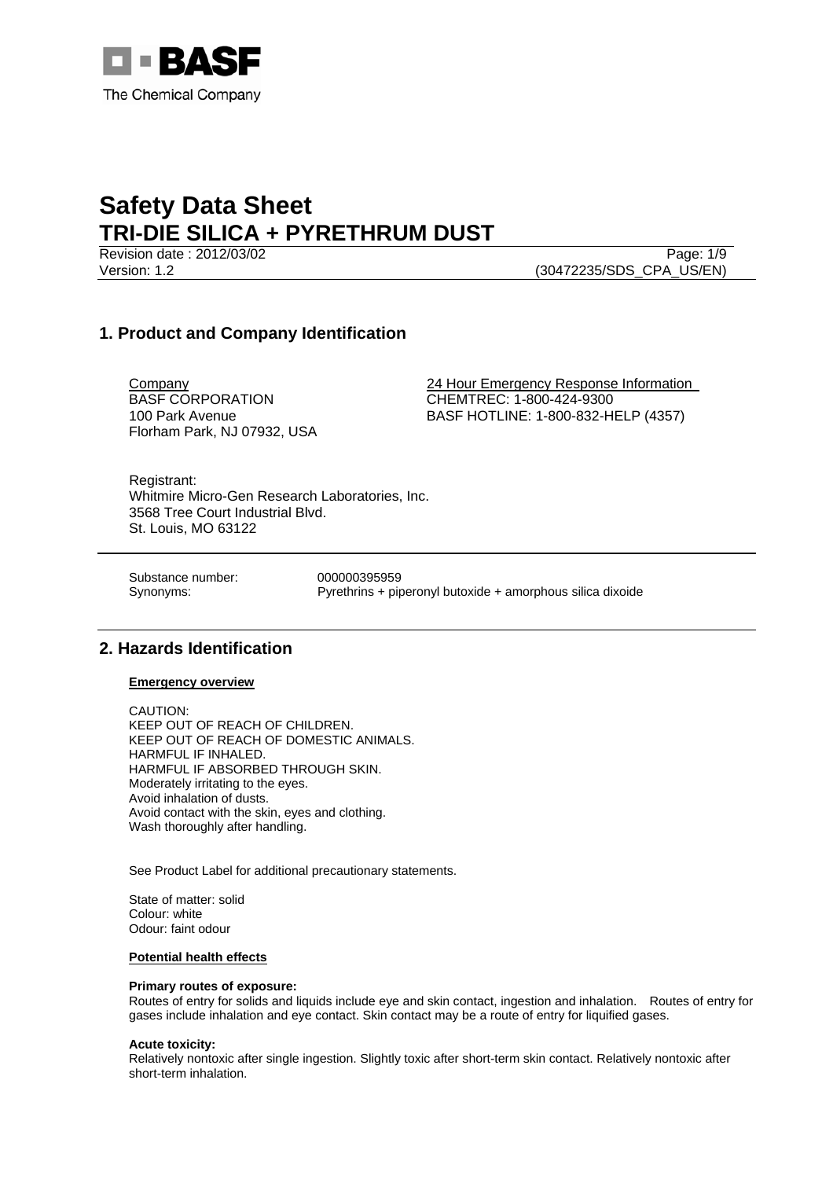BASF
The Chemical Company

# Safety Data Sheet
# TRI-DIE SILICA + PYRETHRUM DUST

Revision date : 2012/03/02
Version: 1.2 (30472235/SDS_CPA_US/EN)

## 1. Product and Company Identification

Company
BASF CORPORATION
100 Park Avenue
Florham Park, NJ 07932, USA

24 Hour Emergency Response Information
CHEMTREC: 1-800-424-9300
BASF HOTLINE: 1-800-832-HELP (4357)

Registrant:
Whitmire Micro-Gen Research Laboratories, Inc.
3568 Tree Court Industrial Blvd.
St. Louis, MO 63122

Substance number: 000000395959
Synonyms: Pyrethrins + piperonyl butoxide + amorphous silica dixoide

## 2. Hazards Identification

**Emergency overview**

CAUTION:
KEEP OUT OF REACH OF CHILDREN.
KEEP OUT OF REACH OF DOMESTIC ANIMALS.
HARMFUL IF INHALED.
HARMFUL IF ABSORBED THROUGH SKIN.
Moderately irritating to the eyes.
Avoid inhalation of dusts.
Avoid contact with the skin, eyes and clothing.
Wash thoroughly after handling.

See Product Label for additional precautionary statements.

State of matter: solid
Colour: white
Odour: faint odour

**Potential health effects**

**Primary routes of exposure:**
Routes of entry for solids and liquids include eye and skin contact, ingestion and inhalation. Routes of entry for gases include inhalation and eye contact. Skin contact may be a route of entry for liquified gases.

**Acute toxicity:**
Relatively nontoxic after single ingestion. Slightly toxic after short-term skin contact. Relatively nontoxic after short-term inhalation.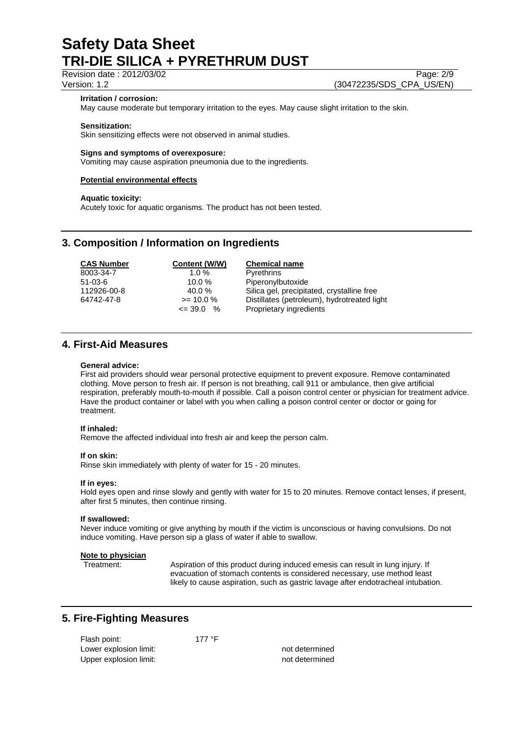**Irritation / corrosion:**
May cause moderate but temporary irritation to the eyes. May cause slight irritation to the skin.

**Sensitization:**
Skin sensitizing effects were not observed in animal studies.

**Signs and symptoms of overexposure:**
Vomiting may cause aspiration pneumonia due to the ingredients.

**Potential environmental effects**

**Aquatic toxicity:**
Acutely toxic for aquatic organisms. The product has not been tested.

## 3. Composition / Information on Ingredients

| CAS Number | Content (W/W) | Chemical name |
|---|---|---|
| 8003-34-7 | 1.0 % | Pyrethrins |
| 51-03-6 | 10.0 % | Piperonylbutoxide |
| 112926-00-8 | 40.0 % | Silica gel, precipitated, crystalline free |
| 64742-47-8 | >= 10.0 % | Distillates (petroleum), hydrotreated light |
| | <= 39.0 % | Proprietary ingredients |

## 4. First-Aid Measures

**General advice:**
First aid providers should wear personal protective equipment to prevent exposure. Remove contaminated clothing. Move person to fresh air. If person is not breathing, call 911 or ambulance, then give artificial respiration, preferably mouth-to-mouth if possible. Call a poison control center or physician for treatment advice. Have the product container or label with you when calling a poison control center or doctor or going for treatment.

**If inhaled:**
Remove the affected individual into fresh air and keep the person calm.

**If on skin:**
Rinse skin immediately with plenty of water for 15 - 20 minutes.

**If in eyes:**
Hold eyes open and rinse slowly and gently with water for 15 to 20 minutes. Remove contact lenses, if present, after first 5 minutes, then continue rinsing.

**If swallowed:**
Never induce vomiting or give anything by mouth if the victim is unconscious or having convulsions. Do not induce vomiting. Have person sip a glass of water if able to swallow.

**Note to physician**

Treatment: Aspiration of this product during induced emesis can result in lung injury. If evacuation of stomach contents is considered necessary, use method least likely to cause aspiration, such as gastric lavage after endotracheal intubation.

## 5. Fire-Fighting Measures

Flash point: 177 °F
Lower explosion limit: not determined
Upper explosion limit: not determined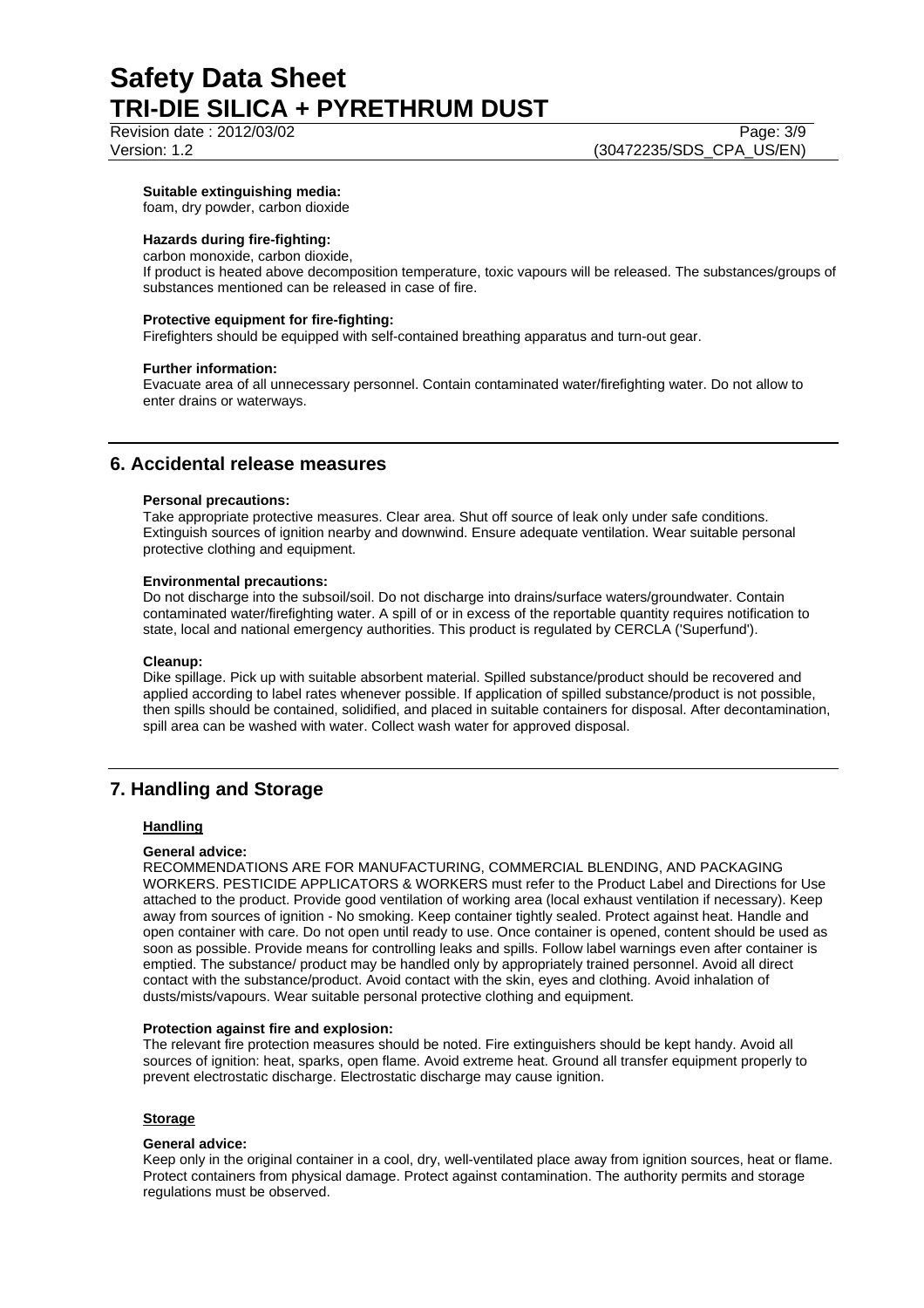**Suitable extinguishing media:**
foam, dry powder, carbon dioxide

**Hazards during fire-fighting:**
carbon monoxide, carbon dioxide,
If product is heated above decomposition temperature, toxic vapours will be released. The substances/groups of substances mentioned can be released in case of fire.

**Protective equipment for fire-fighting:**
Firefighters should be equipped with self-contained breathing apparatus and turn-out gear.

**Further information:**
Evacuate area of all unnecessary personnel. Contain contaminated water/firefighting water. Do not allow to enter drains or waterways.

## 6. Accidental release measures

**Personal precautions:**
Take appropriate protective measures. Clear area. Shut off source of leak only under safe conditions. Extinguish sources of ignition nearby and downwind. Ensure adequate ventilation. Wear suitable personal protective clothing and equipment.

**Environmental precautions:**
Do not discharge into the subsoil/soil. Do not discharge into drains/surface waters/groundwater. Contain contaminated water/firefighting water. A spill of or in excess of the reportable quantity requires notification to state, local and national emergency authorities. This product is regulated by CERCLA ('Superfund').

**Cleanup:**
Dike spillage. Pick up with suitable absorbent material. Spilled substance/product should be recovered and applied according to label rates whenever possible. If application of spilled substance/product is not possible, then spills should be contained, solidified, and placed in suitable containers for disposal. After decontamination, spill area can be washed with water. Collect wash water for approved disposal.

## 7. Handling and Storage

### Handling

**General advice:**
RECOMMENDATIONS ARE FOR MANUFACTURING, COMMERCIAL BLENDING, AND PACKAGING WORKERS. PESTICIDE APPLICATORS & WORKERS must refer to the Product Label and Directions for Use attached to the product. Provide good ventilation of working area (local exhaust ventilation if necessary). Keep away from sources of ignition - No smoking. Keep container tightly sealed. Protect against heat. Handle and open container with care. Do not open until ready to use. Once container is opened, content should be used as soon as possible. Provide means for controlling leaks and spills. Follow label warnings even after container is emptied. The substance/ product may be handled only by appropriately trained personnel. Avoid all direct contact with the substance/product. Avoid contact with the skin, eyes and clothing. Avoid inhalation of dusts/mists/vapours. Wear suitable personal protective clothing and equipment.

**Protection against fire and explosion:**
The relevant fire protection measures should be noted. Fire extinguishers should be kept handy. Avoid all sources of ignition: heat, sparks, open flame. Avoid extreme heat. Ground all transfer equipment properly to prevent electrostatic discharge. Electrostatic discharge may cause ignition.

### Storage

**General advice:**
Keep only in the original container in a cool, dry, well-ventilated place away from ignition sources, heat or flame. Protect containers from physical damage. Protect against contamination. The authority permits and storage regulations must be observed.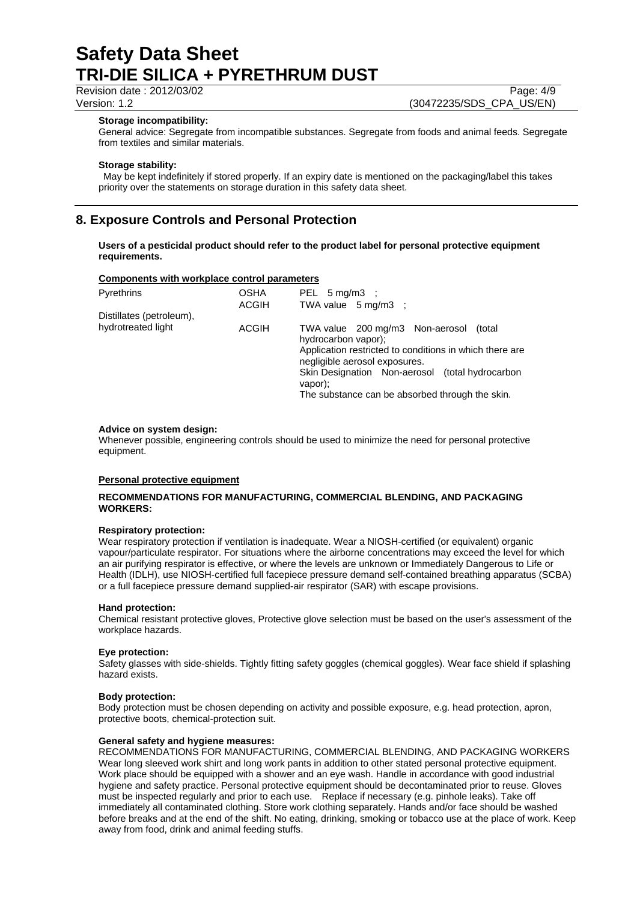**Storage incompatibility:**

General advice: Segregate from incompatible substances. Segregate from foods and animal feeds. Segregate from textiles and similar materials.

**Storage stability:**

May be kept indefinitely if stored properly. If an expiry date is mentioned on the packaging/label this takes priority over the statements on storage duration in this safety data sheet.

## 8. Exposure Controls and Personal Protection

**Users of a pesticidal product should refer to the product label for personal protective equipment requirements.**

**Components with workplace control parameters**

| | | |
|---|---|---|
| Pyrethrins | OSHA | PEL 5 mg/m3 ; |
| | ACGIH | TWA value 5 mg/m3 ; |
| Distillates (petroleum), hydrotreated light | ACGIH | TWA value 200 mg/m3 Non-aerosol (total hydrocarbon vapor); Application restricted to conditions in which there are negligible aerosol exposures. Skin Designation Non-aerosol (total hydrocarbon vapor); The substance can be absorbed through the skin. |

**Advice on system design:**

Whenever possible, engineering controls should be used to minimize the need for personal protective equipment.

**Personal protective equipment**

**RECOMMENDATIONS FOR MANUFACTURING, COMMERCIAL BLENDING, AND PACKAGING WORKERS:**

**Respiratory protection:**

Wear respiratory protection if ventilation is inadequate. Wear a NIOSH-certified (or equivalent) organic vapour/particulate respirator. For situations where the airborne concentrations may exceed the level for which an air purifying respirator is effective, or where the levels are unknown or Immediately Dangerous to Life or Health (IDLH), use NIOSH-certified full facepiece pressure demand self-contained breathing apparatus (SCBA) or a full facepiece pressure demand supplied-air respirator (SAR) with escape provisions.

**Hand protection:**

Chemical resistant protective gloves, Protective glove selection must be based on the user's assessment of the workplace hazards.

**Eye protection:**

Safety glasses with side-shields. Tightly fitting safety goggles (chemical goggles). Wear face shield if splashing hazard exists.

**Body protection:**

Body protection must be chosen depending on activity and possible exposure, e.g. head protection, apron, protective boots, chemical-protection suit.

**General safety and hygiene measures:**

RECOMMENDATIONS FOR MANUFACTURING, COMMERCIAL BLENDING, AND PACKAGING WORKERS Wear long sleeved work shirt and long work pants in addition to other stated personal protective equipment. Work place should be equipped with a shower and an eye wash. Handle in accordance with good industrial hygiene and safety practice. Personal protective equipment should be decontaminated prior to reuse. Gloves must be inspected regularly and prior to each use. Replace if necessary (e.g. pinhole leaks). Take off immediately all contaminated clothing. Store work clothing separately. Hands and/or face should be washed before breaks and at the end of the shift. No eating, drinking, smoking or tobacco use at the place of work. Keep away from food, drink and animal feeding stuffs.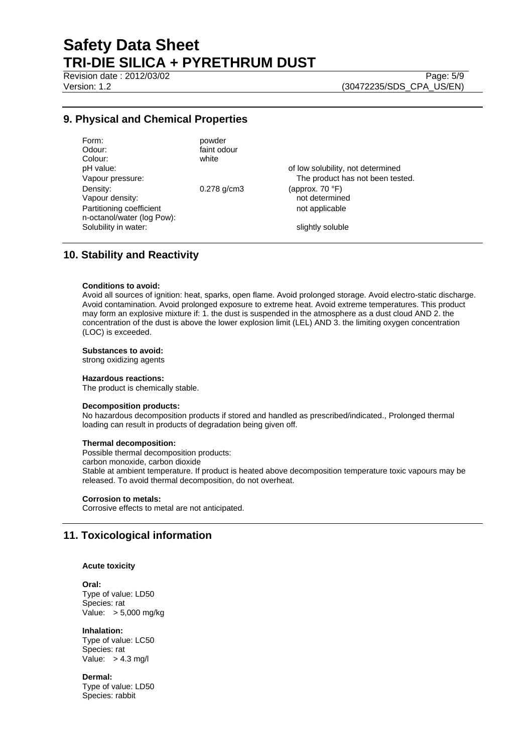## 9. Physical and Chemical Properties

| | | |
|---|---|---|
| Form: | powder | |
| Odour: | faint odour | |
| Colour: | white | |
| pH value: | | of low solubility, not determined |
| Vapour pressure: | | The product has not been tested. |
| Density: | 0.278 g/cm3 | (approx. 70 °F) |
| Vapour density: | | not determined |
| Partitioning coefficient n-octanol/water (log Pow): | | not applicable |
| Solubility in water: | | slightly soluble |

## 10. Stability and Reactivity

**Conditions to avoid:**
Avoid all sources of ignition: heat, sparks, open flame. Avoid prolonged storage. Avoid electro-static discharge. Avoid contamination. Avoid prolonged exposure to extreme heat. Avoid extreme temperatures. This product may form an explosive mixture if: 1. the dust is suspended in the atmosphere as a dust cloud AND 2. the concentration of the dust is above the lower explosion limit (LEL) AND 3. the limiting oxygen concentration (LOC) is exceeded.

**Substances to avoid:**
strong oxidizing agents

**Hazardous reactions:**
The product is chemically stable.

**Decomposition products:**
No hazardous decomposition products if stored and handled as prescribed/indicated., Prolonged thermal loading can result in products of degradation being given off.

**Thermal decomposition:**
Possible thermal decomposition products:
carbon monoxide, carbon dioxide
Stable at ambient temperature. If product is heated above decomposition temperature toxic vapours may be released. To avoid thermal decomposition, do not overheat.

**Corrosion to metals:**
Corrosive effects to metal are not anticipated.

## 11. Toxicological information

**Acute toxicity**

**Oral:**
Type of value: LD50
Species: rat
Value: > 5,000 mg/kg

**Inhalation:**
Type of value: LC50
Species: rat
Value: > 4.3 mg/l

**Dermal:**
Type of value: LD50
Species: rabbit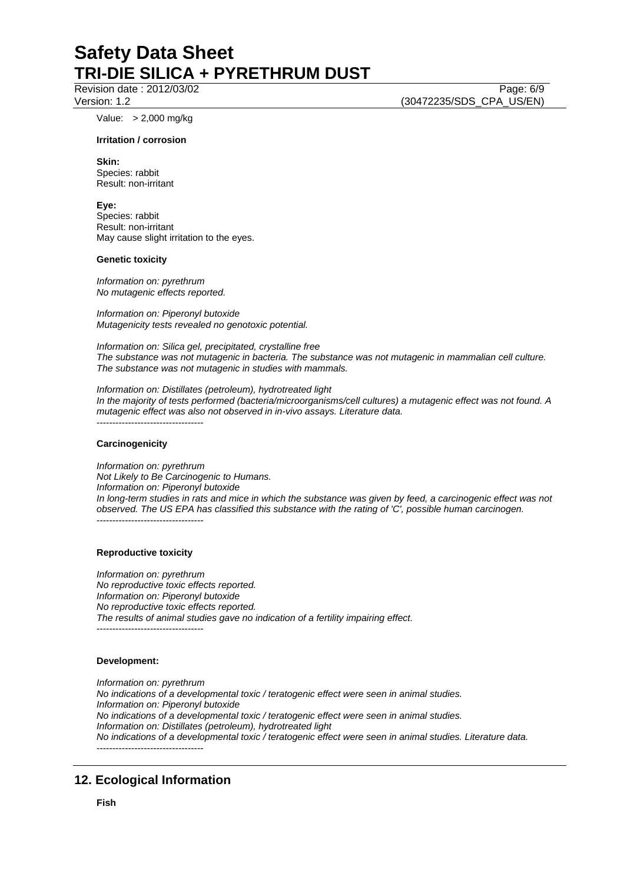Value: > 2,000 mg/kg

**Irritation / corrosion**

**Skin:**
Species: rabbit
Result: non-irritant

**Eye:**
Species: rabbit
Result: non-irritant
May cause slight irritation to the eyes.

**Genetic toxicity**

*Information on: pyrethrum*
*No mutagenic effects reported.*

*Information on: Piperonyl butoxide*
*Mutagenicity tests revealed no genotoxic potential.*

*Information on: Silica gel, precipitated, crystalline free*
*The substance was not mutagenic in bacteria. The substance was not mutagenic in mammalian cell culture. The substance was not mutagenic in studies with mammals.*

*Information on: Distillates (petroleum), hydrotreated light*
*In the majority of tests performed (bacteria/microorganisms/cell cultures) a mutagenic effect was not found. A mutagenic effect was also not observed in in-vivo assays. Literature data.*
----------------------------------

**Carcinogenicity**

*Information on: pyrethrum*
*Not Likely to Be Carcinogenic to Humans.*
*Information on: Piperonyl butoxide*
*In long-term studies in rats and mice in which the substance was given by feed, a carcinogenic effect was not observed. The US EPA has classified this substance with the rating of 'C', possible human carcinogen.*
----------------------------------

**Reproductive toxicity**

*Information on: pyrethrum*
*No reproductive toxic effects reported.*
*Information on: Piperonyl butoxide*
*No reproductive toxic effects reported.*
*The results of animal studies gave no indication of a fertility impairing effect.*
----------------------------------

**Development:**

*Information on: pyrethrum*
*No indications of a developmental toxic / teratogenic effect were seen in animal studies.*
*Information on: Piperonyl butoxide*
*No indications of a developmental toxic / teratogenic effect were seen in animal studies.*
*Information on: Distillates (petroleum), hydrotreated light*
*No indications of a developmental toxic / teratogenic effect were seen in animal studies. Literature data.*
----------------------------------

## 12. Ecological Information

**Fish**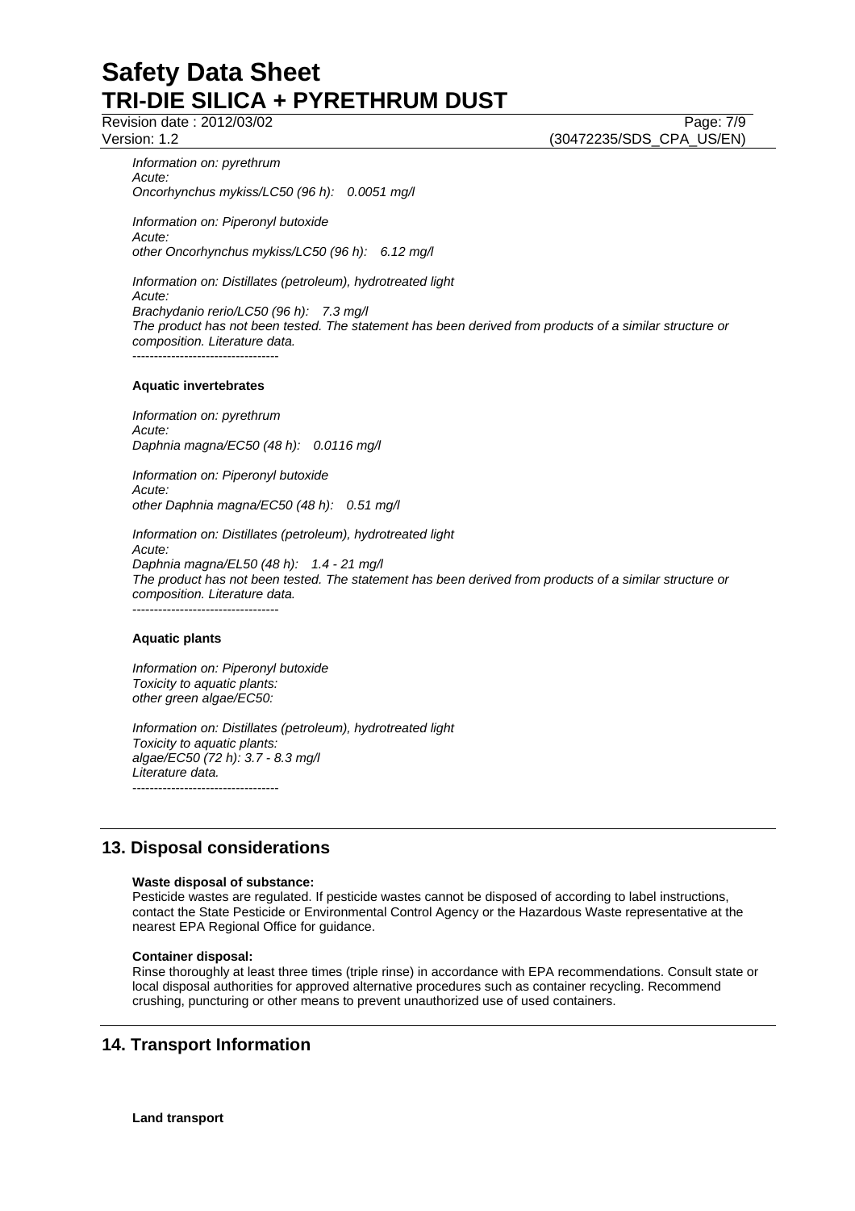*Information on: pyrethrum*
*Acute:*
*Oncorhynchus mykiss/LC50 (96 h):   0.0051 mg/l*

*Information on: Piperonyl butoxide*
*Acute:*
*other Oncorhynchus mykiss/LC50 (96 h):   6.12 mg/l*

*Information on: Distillates (petroleum), hydrotreated light*
*Acute:*
*Brachydanio rerio/LC50 (96 h):   7.3 mg/l*
*The product has not been tested. The statement has been derived from products of a similar structure or composition. Literature data.*
----------------------------------

**Aquatic invertebrates**

*Information on: pyrethrum*
*Acute:*
*Daphnia magna/EC50 (48 h):   0.0116 mg/l*

*Information on: Piperonyl butoxide*
*Acute:*
*other Daphnia magna/EC50 (48 h):   0.51 mg/l*

*Information on: Distillates (petroleum), hydrotreated light*
*Acute:*
*Daphnia magna/EL50 (48 h):   1.4 - 21 mg/l*
*The product has not been tested. The statement has been derived from products of a similar structure or composition. Literature data.*
----------------------------------

**Aquatic plants**

*Information on: Piperonyl butoxide*
*Toxicity to aquatic plants:*
*other green algae/EC50:*

*Information on: Distillates (petroleum), hydrotreated light*
*Toxicity to aquatic plants:*
*algae/EC50 (72 h): 3.7 - 8.3 mg/l*
*Literature data.*
----------------------------------

## 13. Disposal considerations

**Waste disposal of substance:**
Pesticide wastes are regulated. If pesticide wastes cannot be disposed of according to label instructions, contact the State Pesticide or Environmental Control Agency or the Hazardous Waste representative at the nearest EPA Regional Office for guidance.

**Container disposal:**
Rinse thoroughly at least three times (triple rinse) in accordance with EPA recommendations. Consult state or local disposal authorities for approved alternative procedures such as container recycling. Recommend crushing, puncturing or other means to prevent unauthorized use of used containers.

## 14. Transport Information

**Land transport**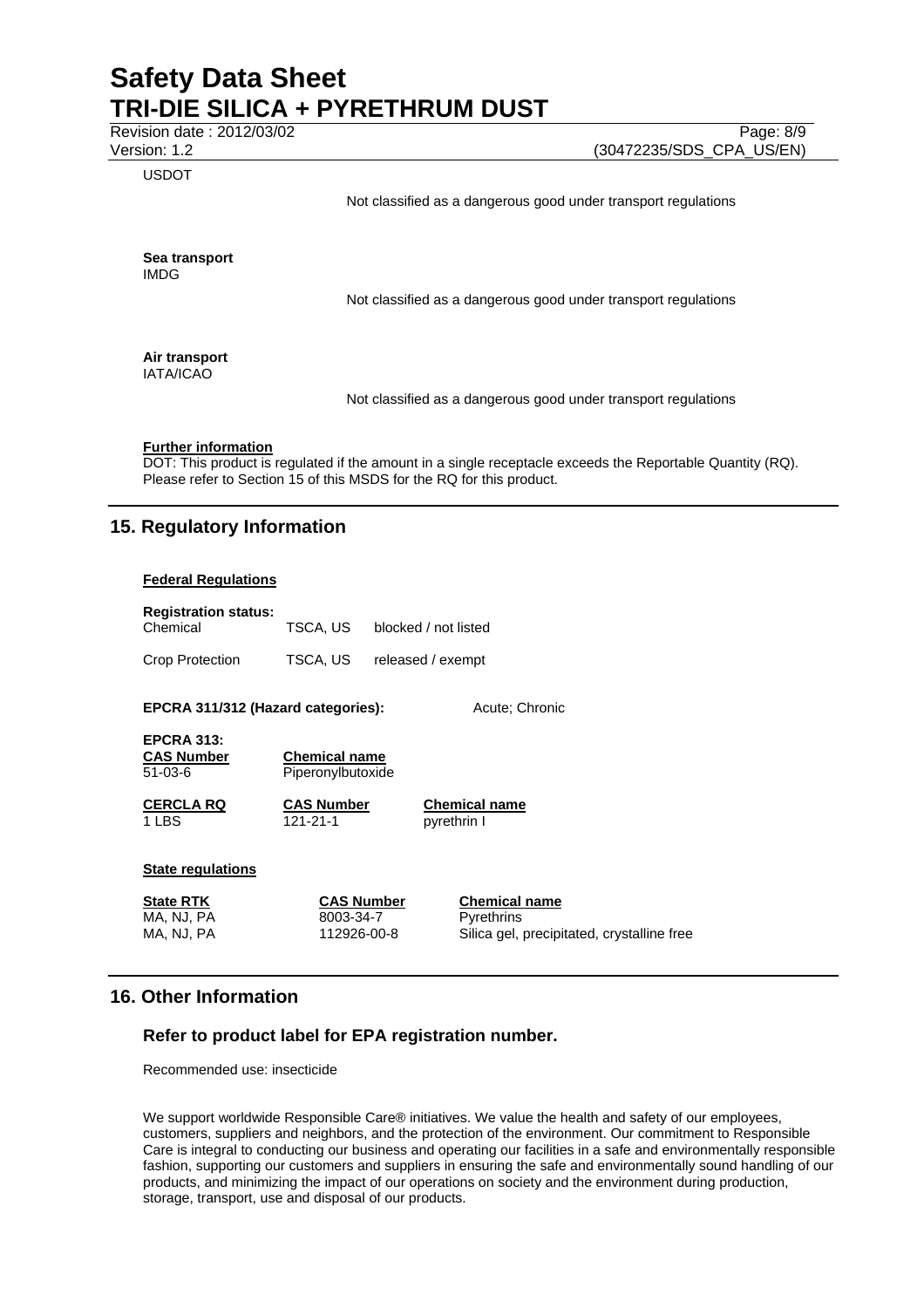USDOT

Not classified as a dangerous good under transport regulations

**Sea transport**
IMDG

Not classified as a dangerous good under transport regulations

**Air transport**
IATA/ICAO

Not classified as a dangerous good under transport regulations

**Further information**

DOT: This product is regulated if the amount in a single receptacle exceeds the Reportable Quantity (RQ). Please refer to Section 15 of this MSDS for the RQ for this product.

## 15. Regulatory Information

**Federal Regulations**

**Registration status:**

| | | |
|---|---|---|
| Chemical | TSCA, US | blocked / not listed |
| Crop Protection | TSCA, US | released / exempt |

**EPCRA 311/312 (Hazard categories):** Acute; Chronic

**EPCRA 313:**

| CAS Number | Chemical name |
|---|---|
| 51-03-6 | Piperonylbutoxide |

| CERCLA RQ | CAS Number | Chemical name |
|---|---|---|
| 1 LBS | 121-21-1 | pyrethrin I |

**State regulations**

| State RTK | CAS Number | Chemical name |
|---|---|---|
| MA, NJ, PA | 8003-34-7 | Pyrethrins |
| MA, NJ, PA | 112926-00-8 | Silica gel, precipitated, crystalline free |

## 16. Other Information

### Refer to product label for EPA registration number.

Recommended use: insecticide

We support worldwide Responsible Care® initiatives. We value the health and safety of our employees, customers, suppliers and neighbors, and the protection of the environment. Our commitment to Responsible Care is integral to conducting our business and operating our facilities in a safe and environmentally responsible fashion, supporting our customers and suppliers in ensuring the safe and environmentally sound handling of our products, and minimizing the impact of our operations on society and the environment during production, storage, transport, use and disposal of our products.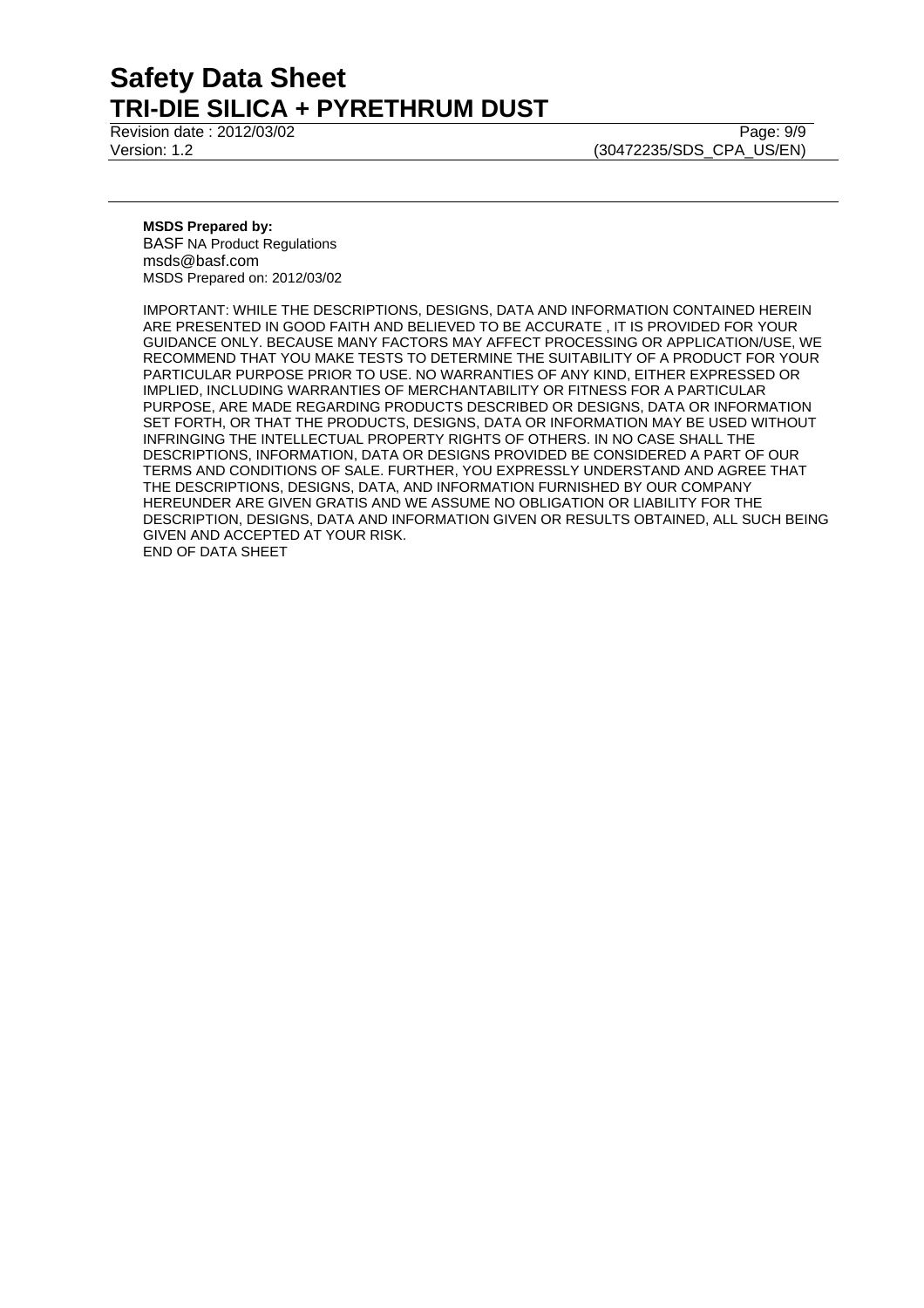**MSDS Prepared by:**
BASF NA Product Regulations
msds@basf.com
MSDS Prepared on: 2012/03/02

IMPORTANT: WHILE THE DESCRIPTIONS, DESIGNS, DATA AND INFORMATION CONTAINED HEREIN ARE PRESENTED IN GOOD FAITH AND BELIEVED TO BE ACCURATE , IT IS PROVIDED FOR YOUR GUIDANCE ONLY. BECAUSE MANY FACTORS MAY AFFECT PROCESSING OR APPLICATION/USE, WE RECOMMEND THAT YOU MAKE TESTS TO DETERMINE THE SUITABILITY OF A PRODUCT FOR YOUR PARTICULAR PURPOSE PRIOR TO USE. NO WARRANTIES OF ANY KIND, EITHER EXPRESSED OR IMPLIED, INCLUDING WARRANTIES OF MERCHANTABILITY OR FITNESS FOR A PARTICULAR PURPOSE, ARE MADE REGARDING PRODUCTS DESCRIBED OR DESIGNS, DATA OR INFORMATION SET FORTH, OR THAT THE PRODUCTS, DESIGNS, DATA OR INFORMATION MAY BE USED WITHOUT INFRINGING THE INTELLECTUAL PROPERTY RIGHTS OF OTHERS. IN NO CASE SHALL THE DESCRIPTIONS, INFORMATION, DATA OR DESIGNS PROVIDED BE CONSIDERED A PART OF OUR TERMS AND CONDITIONS OF SALE. FURTHER, YOU EXPRESSLY UNDERSTAND AND AGREE THAT THE DESCRIPTIONS, DESIGNS, DATA, AND INFORMATION FURNISHED BY OUR COMPANY HEREUNDER ARE GIVEN GRATIS AND WE ASSUME NO OBLIGATION OR LIABILITY FOR THE DESCRIPTION, DESIGNS, DATA AND INFORMATION GIVEN OR RESULTS OBTAINED, ALL SUCH BEING GIVEN AND ACCEPTED AT YOUR RISK.
END OF DATA SHEET